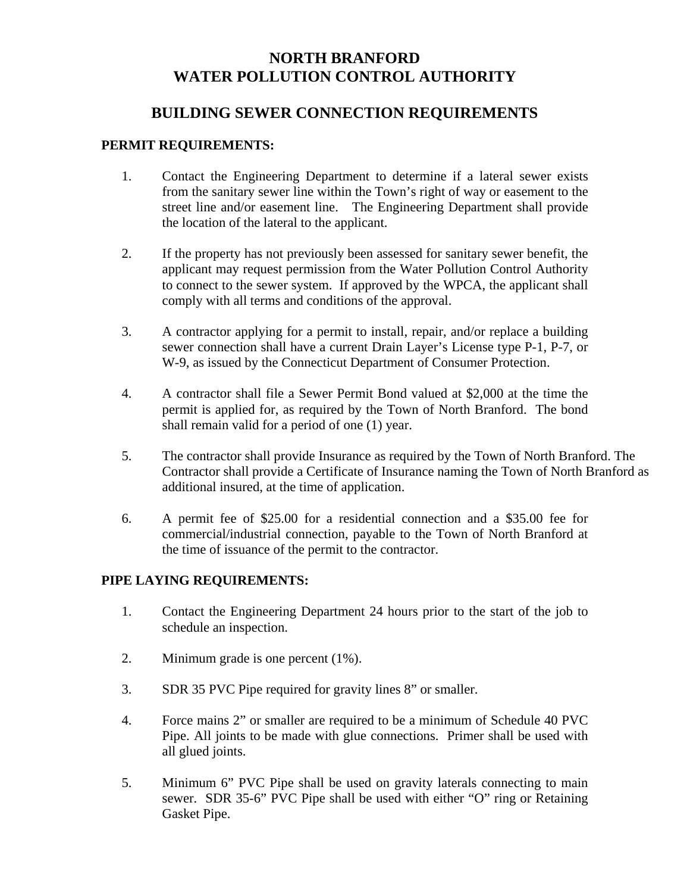# NORTH BRANFORD
# WATER POLLUTION CONTROL AUTHORITY

## BUILDING SEWER CONNECTION REQUIREMENTS

**PERMIT REQUIREMENTS:**

1. Contact the Engineering Department to determine if a lateral sewer exists from the sanitary sewer line within the Town's right of way or easement to the street line and/or easement line. The Engineering Department shall provide the location of the lateral to the applicant.

2. If the property has not previously been assessed for sanitary sewer benefit, the applicant may request permission from the Water Pollution Control Authority to connect to the sewer system. If approved by the WPCA, the applicant shall comply with all terms and conditions of the approval.

3. A contractor applying for a permit to install, repair, and/or replace a building sewer connection shall have a current Drain Layer's License type P-1, P-7, or W-9, as issued by the Connecticut Department of Consumer Protection.

4. A contractor shall file a Sewer Permit Bond valued at $2,000 at the time the permit is applied for, as required by the Town of North Branford. The bond shall remain valid for a period of one (1) year.

5. The contractor shall provide Insurance as required by the Town of North Branford. The Contractor shall provide a Certificate of Insurance naming the Town of North Branford as additional insured, at the time of application.

6. A permit fee of $25.00 for a residential connection and a $35.00 fee for commercial/industrial connection, payable to the Town of North Branford at the time of issuance of the permit to the contractor.

**PIPE LAYING REQUIREMENTS:**

1. Contact the Engineering Department 24 hours prior to the start of the job to schedule an inspection.

2. Minimum grade is one percent (1%).

3. SDR 35 PVC Pipe required for gravity lines 8" or smaller.

4. Force mains 2" or smaller are required to be a minimum of Schedule 40 PVC Pipe. All joints to be made with glue connections. Primer shall be used with all glued joints.

5. Minimum 6" PVC Pipe shall be used on gravity laterals connecting to main sewer. SDR 35-6" PVC Pipe shall be used with either "O" ring or Retaining Gasket Pipe.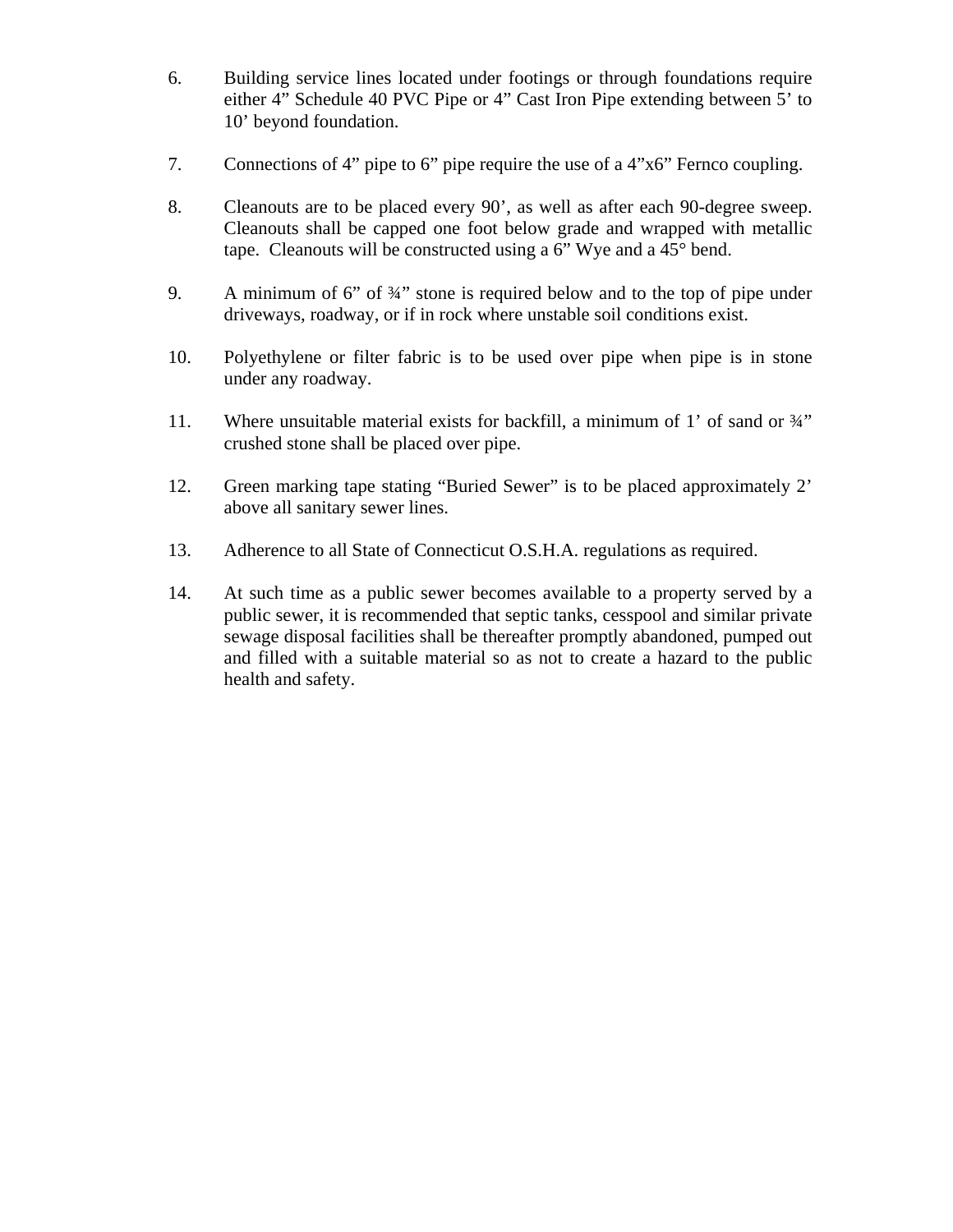6. Building service lines located under footings or through foundations require either 4” Schedule 40 PVC Pipe or 4” Cast Iron Pipe extending between 5’ to 10’ beyond foundation.

7. Connections of 4” pipe to 6” pipe require the use of a 4”x6” Fernco coupling.

8. Cleanouts are to be placed every 90’, as well as after each 90-degree sweep. Cleanouts shall be capped one foot below grade and wrapped with metallic tape. Cleanouts will be constructed using a 6” Wye and a 45° bend.

9. A minimum of 6” of ¾” stone is required below and to the top of pipe under driveways, roadway, or if in rock where unstable soil conditions exist.

10. Polyethylene or filter fabric is to be used over pipe when pipe is in stone under any roadway.

11. Where unsuitable material exists for backfill, a minimum of 1’ of sand or ¾” crushed stone shall be placed over pipe.

12. Green marking tape stating “Buried Sewer” is to be placed approximately 2’ above all sanitary sewer lines.

13. Adherence to all State of Connecticut O.S.H.A. regulations as required.

14. At such time as a public sewer becomes available to a property served by a public sewer, it is recommended that septic tanks, cesspool and similar private sewage disposal facilities shall be thereafter promptly abandoned, pumped out and filled with a suitable material so as not to create a hazard to the public health and safety.